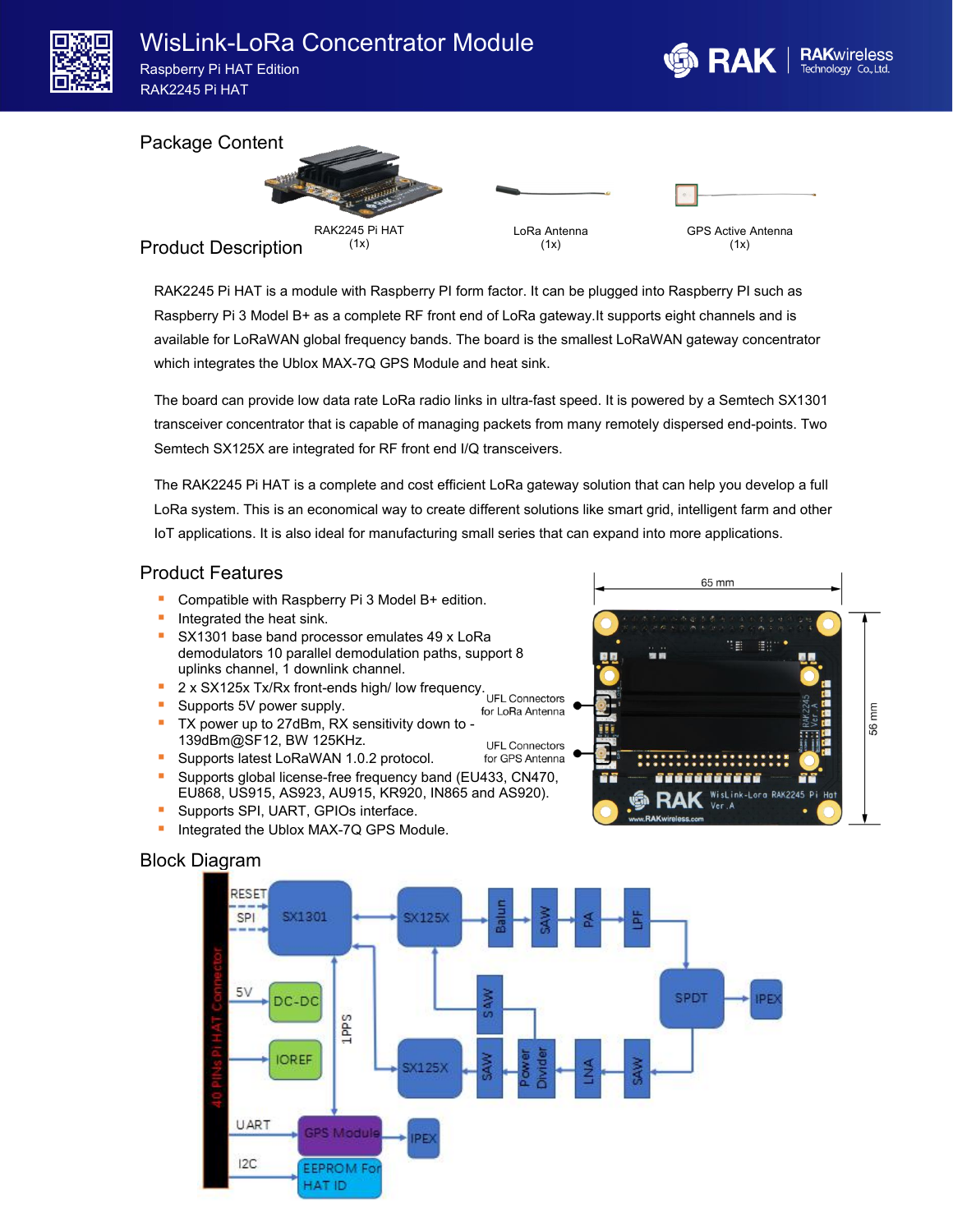# WisLink-LoRa Concentrator Module

Raspberry Pi HAT Edition

RAK2245 Pi HAT

## Package Content

| RAK2245 Pi HAT | LoRa Antenna | GPS Active Antenna |
|---|---|---|
| (1x) | (1x) | (1x) |

## Product Description

RAK2245 Pi HAT is a module with Raspberry PI form factor. It can be plugged into Raspberry PI such as Raspberry Pi 3 Model B+ as a complete RF front end of LoRa gateway.It supports eight channels and is available for LoRaWAN global frequency bands. The board is the smallest LoRaWAN gateway concentrator which integrates the Ublox MAX-7Q GPS Module and heat sink.

The board can provide low data rate LoRa radio links in ultra-fast speed. It is powered by a Semtech SX1301 transceiver concentrator that is capable of managing packets from many remotely dispersed end-points. Two Semtech SX125X are integrated for RF front end I/Q transceivers.

The RAK2245 Pi HAT is a complete and cost efficient LoRa gateway solution that can help you develop a full LoRa system. This is an economical way to create different solutions like smart grid, intelligent farm and other IoT applications. It is also ideal for manufacturing small series that can expand into more applications.

## Product Features

- Compatible with Raspberry Pi 3 Model B+ edition.
- Integrated the heat sink.
- SX1301 base band processor emulates 49 x LoRa demodulators 10 parallel demodulation paths, support 8 uplinks channel, 1 downlink channel.
- 2 x SX125x Tx/Rx front-ends high/ low frequency.
- Supports 5V power supply.
- TX power up to 27dBm, RX sensitivity down to -139dBm@SF12, BW 125KHz.
- Supports latest LoRaWAN 1.0.2 protocol.
- Supports global license-free frequency band (EU433, CN470, EU868, US915, AS923, AU915, KR920, IN865 and AS920).
- Supports SPI, UART, GPIOs interface.
- Integrated the Ublox MAX-7Q GPS Module.

65 mm × 56 mm

UFL Connectors for LoRa Antenna

UFL Connectors for GPS Antenna

## Block Diagram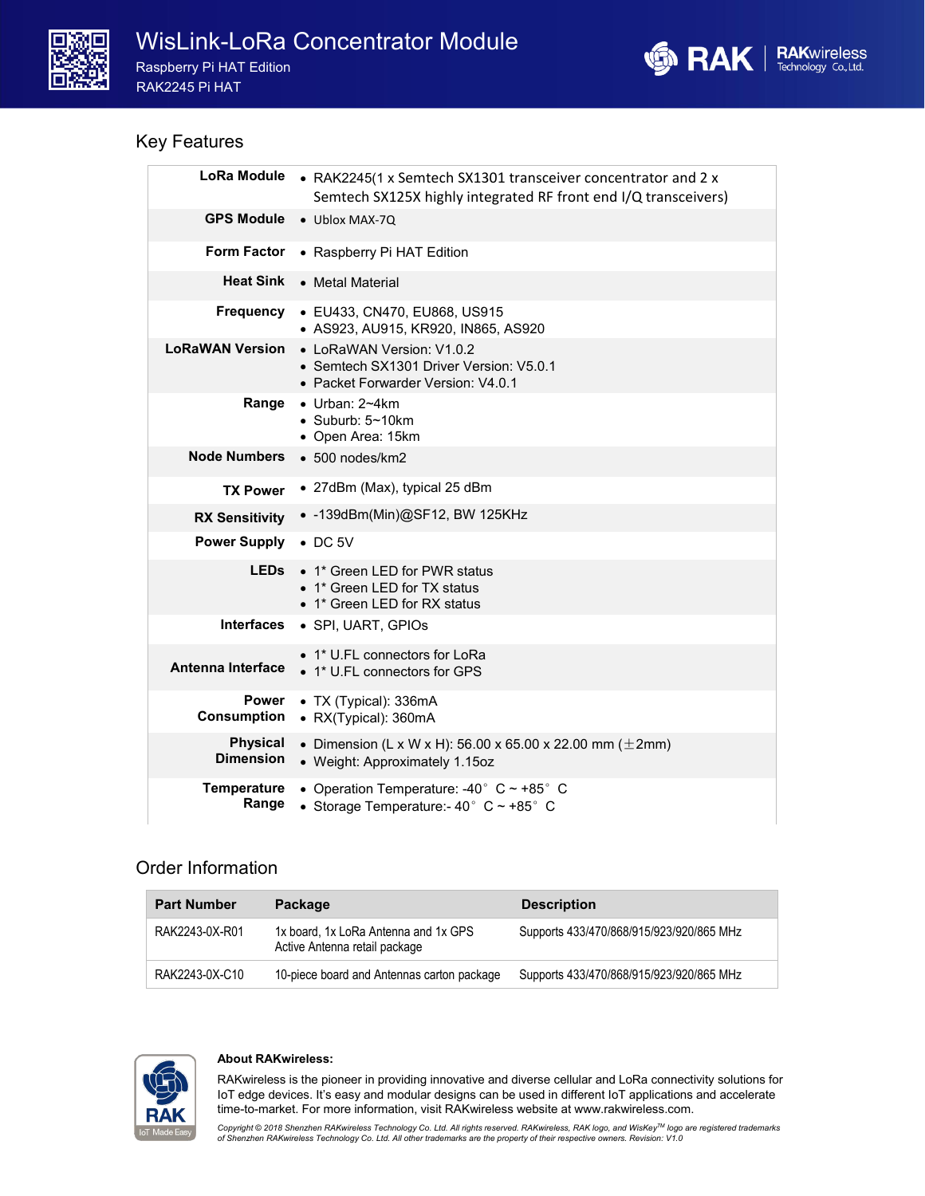## Key Features

| | |
|---|---|
| **LoRa Module** | • RAK2245(1 x Semtech SX1301 transceiver concentrator and 2 x Semtech SX125X highly integrated RF front end I/Q transceivers) |
| **GPS Module** | • Ublox MAX-7Q |
| **Form Factor** | • Raspberry Pi HAT Edition |
| **Heat Sink** | • Metal Material |
| **Frequency** | • EU433, CN470, EU868, US915<br>• AS923, AU915, KR920, IN865, AS920 |
| **LoRaWAN Version** | • LoRaWAN Version: V1.0.2<br>• Semtech SX1301 Driver Version: V5.0.1<br>• Packet Forwarder Version: V4.0.1 |
| **Range** | • Urban: 2~4km<br>• Suburb: 5~10km<br>• Open Area: 15km |
| **Node Numbers** | • 500 nodes/km2 |
| **TX Power** | • 27dBm (Max), typical 25 dBm |
| **RX Sensitivity** | • -139dBm(Min)@SF12, BW 125KHz |
| **Power Supply** | • DC 5V |
| **LEDs** | • 1* Green LED for PWR status<br>• 1* Green LED for TX status<br>• 1* Green LED for RX status |
| **Interfaces** | • SPI, UART, GPIOs |
| **Antenna Interface** | • 1* U.FL connectors for LoRa<br>• 1* U.FL connectors for GPS |
| **Power Consumption** | • TX (Typical): 336mA<br>• RX(Typical): 360mA |
| **Physical Dimension** | • Dimension (L x W x H): 56.00 x 65.00 x 22.00 mm (±2mm)<br>• Weight: Approximately 1.15oz |
| **Temperature Range** | • Operation Temperature: -40° C ~ +85° C<br>• Storage Temperature:- 40° C ~ +85° C |

## Order Information

| Part Number | Package | Description |
|---|---|---|
| RAK2243-0X-R01 | 1x board, 1x LoRa Antenna and 1x GPS Active Antenna retail package | Supports 433/470/868/915/923/920/865 MHz |
| RAK2243-0X-C10 | 10-piece board and Antennas carton package | Supports 433/470/868/915/923/920/865 MHz |

**About RAKwireless:**

RAKwireless is the pioneer in providing innovative and diverse cellular and LoRa connectivity solutions for IoT edge devices. It's easy and modular designs can be used in different IoT applications and accelerate time-to-market. For more information, visit RAKwireless website at www.rakwireless.com.

*Copyright © 2018 Shenzhen RAKwireless Technology Co. Ltd. All rights reserved. RAKwireless, RAK logo, and WisKey™ logo are registered trademarks of Shenzhen RAKwireless Technology Co. Ltd. All other trademarks are the property of their respective owners. Revision: V1.0*